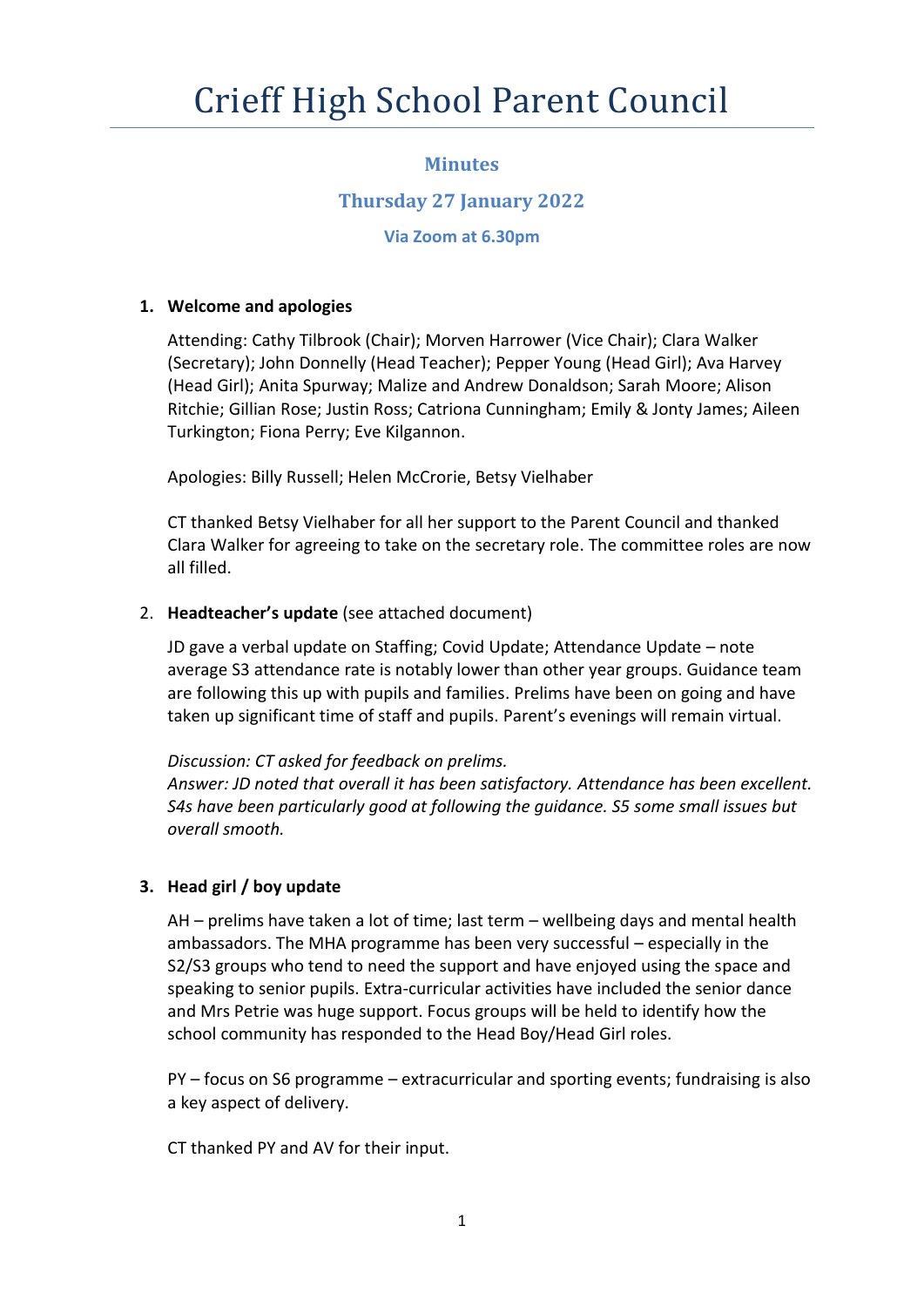# Crieff High School Parent Council

## Minutes

## Thursday 27 January 2022

### Via Zoom at 6.30pm

1. **Welcome and apologies**

   Attending: Cathy Tilbrook (Chair); Morven Harrower (Vice Chair); Clara Walker (Secretary); John Donnelly (Head Teacher); Pepper Young (Head Girl); Ava Harvey (Head Girl); Anita Spurway; Malize and Andrew Donaldson; Sarah Moore; Alison Ritchie; Gillian Rose; Justin Ross; Catriona Cunningham; Emily & Jonty James; Aileen Turkington; Fiona Perry; Eve Kilgannon.

   Apologies: Billy Russell; Helen McCrorie, Betsy Vielhaber

   CT thanked Betsy Vielhaber for all her support to the Parent Council and thanked Clara Walker for agreeing to take on the secretary role. The committee roles are now all filled.

2. **Headteacher's update** (see attached document)

   JD gave a verbal update on Staffing; Covid Update; Attendance Update – note average S3 attendance rate is notably lower than other year groups. Guidance team are following this up with pupils and families. Prelims have been on going and have taken up significant time of staff and pupils. Parent's evenings will remain virtual.

   *Discussion: CT asked for feedback on prelims.*
   *Answer: JD noted that overall it has been satisfactory. Attendance has been excellent. S4s have been particularly good at following the guidance. S5 some small issues but overall smooth.*

3. **Head girl / boy update**

   AH – prelims have taken a lot of time; last term – wellbeing days and mental health ambassadors. The MHA programme has been very successful – especially in the S2/S3 groups who tend to need the support and have enjoyed using the space and speaking to senior pupils. Extra-curricular activities have included the senior dance and Mrs Petrie was huge support. Focus groups will be held to identify how the school community has responded to the Head Boy/Head Girl roles.

   PY – focus on S6 programme – extracurricular and sporting events; fundraising is also a key aspect of delivery.

   CT thanked PY and AV for their input.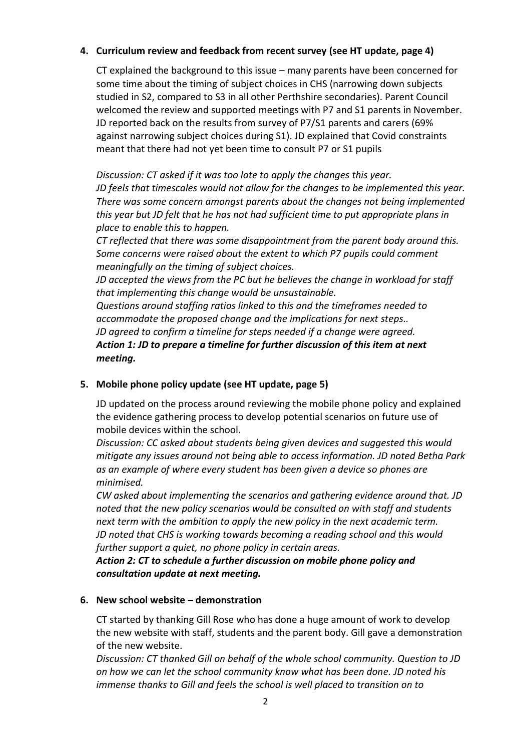**4. Curriculum review and feedback from recent survey (see HT update, page 4)**

CT explained the background to this issue – many parents have been concerned for some time about the timing of subject choices in CHS (narrowing down subjects studied in S2, compared to S3 in all other Perthshire secondaries). Parent Council welcomed the review and supported meetings with P7 and S1 parents in November. JD reported back on the results from survey of P7/S1 parents and carers (69% against narrowing subject choices during S1). JD explained that Covid constraints meant that there had not yet been time to consult P7 or S1 pupils

*Discussion: CT asked if it was too late to apply the changes this year.*
*JD feels that timescales would not allow for the changes to be implemented this year. There was some concern amongst parents about the changes not being implemented this year but JD felt that he has not had sufficient time to put appropriate plans in place to enable this to happen.*
*CT reflected that there was some disappointment from the parent body around this. Some concerns were raised about the extent to which P7 pupils could comment meaningfully on the timing of subject choices.*
*JD accepted the views from the PC but he believes the change in workload for staff that implementing this change would be unsustainable.*
*Questions around staffing ratios linked to this and the timeframes needed to accommodate the proposed change and the implications for next steps..*
*JD agreed to confirm a timeline for steps needed if a change were agreed.*
***Action 1: JD to prepare a timeline for further discussion of this item at next meeting.***

**5. Mobile phone policy update (see HT update, page 5)**

JD updated on the process around reviewing the mobile phone policy and explained the evidence gathering process to develop potential scenarios on future use of mobile devices within the school.

*Discussion: CC asked about students being given devices and suggested this would mitigate any issues around not being able to access information. JD noted Betha Park as an example of where every student has been given a device so phones are minimised.*
*CW asked about implementing the scenarios and gathering evidence around that. JD noted that the new policy scenarios would be consulted on with staff and students next term with the ambition to apply the new policy in the next academic term.*
*JD noted that CHS is working towards becoming a reading school and this would further support a quiet, no phone policy in certain areas.*
***Action 2: CT to schedule a further discussion on mobile phone policy and consultation update at next meeting.***

**6. New school website – demonstration**

CT started by thanking Gill Rose who has done a huge amount of work to develop the new website with staff, students and the parent body. Gill gave a demonstration of the new website.

*Discussion: CT thanked Gill on behalf of the whole school community. Question to JD on how we can let the school community know what has been done. JD noted his immense thanks to Gill and feels the school is well placed to transition on to*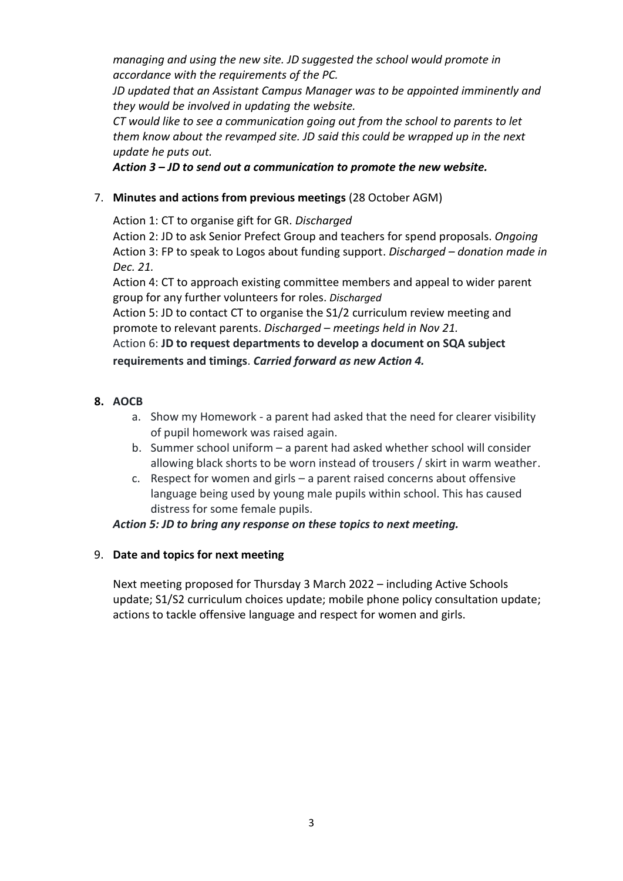*managing and using the new site. JD suggested the school would promote in accordance with the requirements of the PC.*

*JD updated that an Assistant Campus Manager was to be appointed imminently and they would be involved in updating the website.*

*CT would like to see a communication going out from the school to parents to let them know about the revamped site. JD said this could be wrapped up in the next update he puts out.*

***Action 3 – JD to send out a communication to promote the new website.***

7. **Minutes and actions from previous meetings** (28 October AGM)

   Action 1: CT to organise gift for GR. *Discharged*

   Action 2: JD to ask Senior Prefect Group and teachers for spend proposals. *Ongoing*

   Action 3: FP to speak to Logos about funding support. *Discharged – donation made in Dec. 21.*

   Action 4: CT to approach existing committee members and appeal to wider parent group for any further volunteers for roles. *Discharged*

   Action 5: JD to contact CT to organise the S1/2 curriculum review meeting and promote to relevant parents. *Discharged – meetings held in Nov 21.*

   Action 6: **JD to request departments to develop a document on SQA subject requirements and timings**. ***Carried forward as new Action 4.***

8. **AOCB**

   a. Show my Homework - a parent had asked that the need for clearer visibility of pupil homework was raised again.
   b. Summer school uniform – a parent had asked whether school will consider allowing black shorts to be worn instead of trousers / skirt in warm weather.
   c. Respect for women and girls – a parent raised concerns about offensive language being used by young male pupils within school. This has caused distress for some female pupils.

   ***Action 5: JD to bring any response on these topics to next meeting.***

9. **Date and topics for next meeting**

   Next meeting proposed for Thursday 3 March 2022 – including Active Schools update; S1/S2 curriculum choices update; mobile phone policy consultation update; actions to tackle offensive language and respect for women and girls.